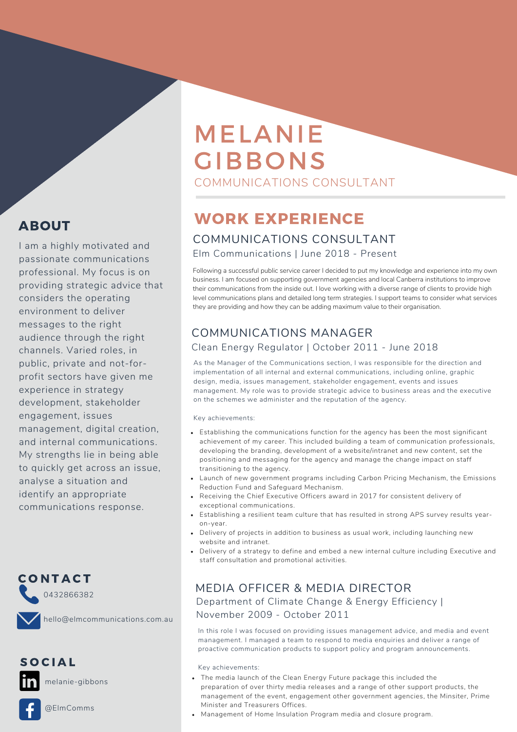# MELANIE GIBBONS

COMMUNICATIONS CONSULTANT

## ABOUT

I am a highly motivated and passionate communications professional. My focus is on providing strategic advice that considers the operating environment to deliver messages to the right audience through the right channels. Varied roles, in public, private and not-for-profit sectors have given me experience in strategy development, stakeholder engagement, issues management, digital creation, and internal communications. My strengths lie in being able to quickly get across an issue, analyse a situation and identify an appropriate communications response.

## CONTACT

0432866382

hello@elmcommunications.com.au

## SOCIAL

melanie-gibbons

@ElmComms

## WORK EXPERIENCE

### COMMUNICATIONS CONSULTANT

Elm Communications | June 2018 - Present

Following a successful public service career I decided to put my knowledge and experience into my own business. I am focused on supporting government agencies and local Canberra institutions to improve their communications from the inside out. I love working with a diverse range of clients to provide high level communications plans and detailed long term strategies. I support teams to consider what services they are providing and how they can be adding maximum value to their organisation.

### COMMUNICATIONS MANAGER

Clean Energy Regulator | October 2011 - June 2018

As the Manager of the Communications section, I was responsible for the direction and implementation of all internal and external communications, including online, graphic design, media, issues management, stakeholder engagement, events and issues management. My role was to provide strategic advice to business areas and the executive on the schemes we administer and the reputation of the agency.

Key achievements:

- Establishing the communications function for the agency has been the most significant achievement of my career. This included building a team of communication professionals, developing the branding, development of a website/intranet and new content, set the positioning and messaging for the agency and manage the change impact on staff transitioning to the agency.
- Launch of new government programs including Carbon Pricing Mechanism, the Emissions Reduction Fund and Safeguard Mechanism.
- Receiving the Chief Executive Officers award in 2017 for consistent delivery of exceptional communications.
- Establishing a resilient team culture that has resulted in strong APS survey results year-on-year.
- Delivery of projects in addition to business as usual work, including launching new website and intranet.
- Delivery of a strategy to define and embed a new internal culture including Executive and staff consultation and promotional activities.

### MEDIA OFFICER & MEDIA DIRECTOR

Department of Climate Change & Energy Efficiency | November 2009 - October 2011

In this role I was focused on providing issues management advice, and media and event management. I managed a team to respond to media enquiries and deliver a range of proactive communication products to support policy and program announcements.

Key achievements:

- The media launch of the Clean Energy Future package this included the preparation of over thirty media releases and a range of other support products, the management of the event, engagement other government agencies, the Minsiter, Prime Minister and Treasurers Offices.
- Management of Home Insulation Program media and closure program.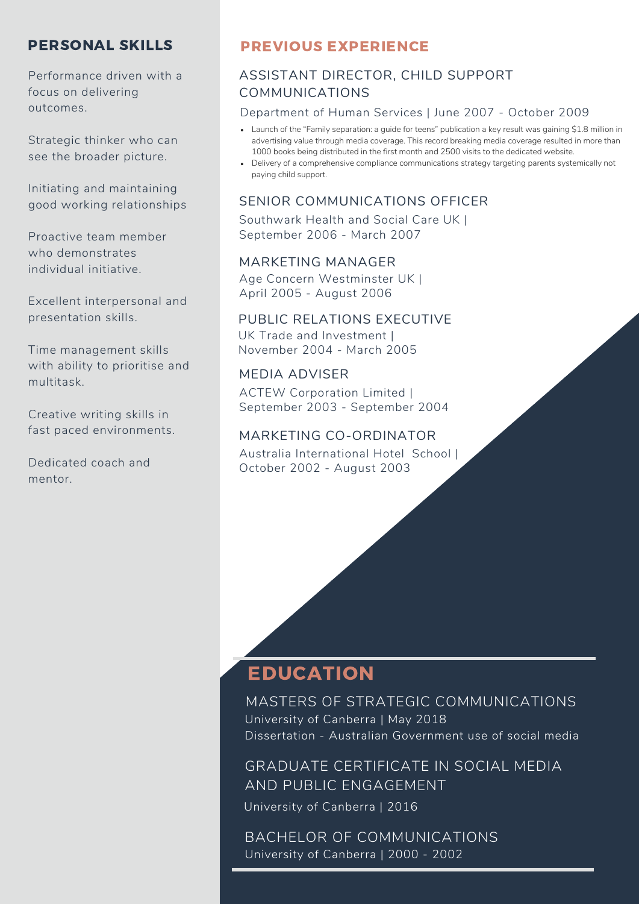## PERSONAL SKILLS

Performance driven with a focus on delivering outcomes.

Strategic thinker who can see the broader picture.

Initiating and maintaining good working relationships

Proactive team member who demonstrates individual initiative.

Excellent interpersonal and presentation skills.

Time management skills with ability to prioritise and multitask.

Creative writing skills in fast paced environments.

Dedicated coach and mentor.

## PREVIOUS EXPERIENCE

### ASSISTANT DIRECTOR, CHILD SUPPORT COMMUNICATIONS

Department of Human Services | June 2007 - October 2009

- Launch of the "Family separation: a guide for teens" publication a key result was gaining $1.8 million in advertising value through media coverage. This record breaking media coverage resulted in more than 1000 books being distributed in the first month and 2500 visits to the dedicated website.
- Delivery of a comprehensive compliance communications strategy targeting parents systemically not paying child support.

### SENIOR COMMUNICATIONS OFFICER

Southwark Health and Social Care UK | September 2006 - March 2007

### MARKETING MANAGER

Age Concern Westminster UK | April 2005 - August 2006

### PUBLIC RELATIONS EXECUTIVE

UK Trade and Investment | November 2004 - March 2005

### MEDIA ADVISER

ACTEW Corporation Limited | September 2003 - September 2004

### MARKETING CO-ORDINATOR

Australia International Hotel School | October 2002 - August 2003

## EDUCATION

### MASTERS OF STRATEGIC COMMUNICATIONS

University of Canberra | May 2018

Dissertation - Australian Government use of social media

### GRADUATE CERTIFICATE IN SOCIAL MEDIA AND PUBLIC ENGAGEMENT

University of Canberra | 2016

### BACHELOR OF COMMUNICATIONS

University of Canberra | 2000 - 2002